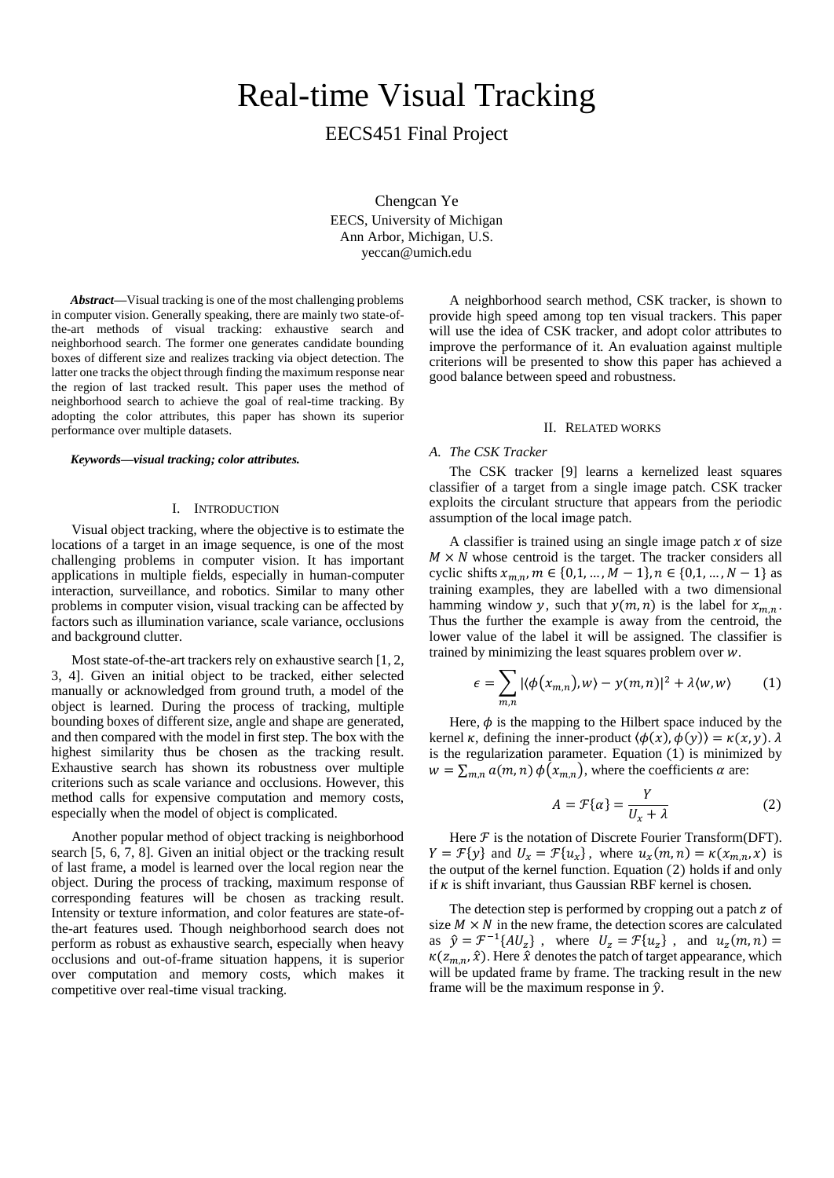# Real-time Visual Tracking

## EECS451 Final Project

Chengcan Ye
EECS, University of Michigan
Ann Arbor, Michigan, U.S.
yeccan@umich.edu

***Abstract*****—**Visual tracking is one of the most challenging problems in computer vision. Generally speaking, there are mainly two state-of-the-art methods of visual tracking: exhaustive search and neighborhood search. The former one generates candidate bounding boxes of different size and realizes tracking via object detection. The latter one tracks the object through finding the maximum response near the region of last tracked result. This paper uses the method of neighborhood search to achieve the goal of real-time tracking. By adopting the color attributes, this paper has shown its superior performance over multiple datasets.

***Keywords—visual tracking; color attributes.***

## I. Introduction

Visual object tracking, where the objective is to estimate the locations of a target in an image sequence, is one of the most challenging problems in computer vision. It has important applications in multiple fields, especially in human-computer interaction, surveillance, and robotics. Similar to many other problems in computer vision, visual tracking can be affected by factors such as illumination variance, scale variance, occlusions and background clutter.

Most state-of-the-art trackers rely on exhaustive search [1, 2, 3, 4]. Given an initial object to be tracked, either selected manually or acknowledged from ground truth, a model of the object is learned. During the process of tracking, multiple bounding boxes of different size, angle and shape are generated, and then compared with the model in first step. The box with the highest similarity thus be chosen as the tracking result. Exhaustive search has shown its robustness over multiple criterions such as scale variance and occlusions. However, this method calls for expensive computation and memory costs, especially when the model of object is complicated.

Another popular method of object tracking is neighborhood search [5, 6, 7, 8]. Given an initial object or the tracking result of last frame, a model is learned over the local region near the object. During the process of tracking, maximum response of corresponding features will be chosen as tracking result. Intensity or texture information, and color features are state-of-the-art features used. Though neighborhood search does not perform as robust as exhaustive search, especially when heavy occlusions and out-of-frame situation happens, it is superior over computation and memory costs, which makes it competitive over real-time visual tracking.

A neighborhood search method, CSK tracker, is shown to provide high speed among top ten visual trackers. This paper will use the idea of CSK tracker, and adopt color attributes to improve the performance of it. An evaluation against multiple criterions will be presented to show this paper has achieved a good balance between speed and robustness.

## II. Related works

### *A. The CSK Tracker*

The CSK tracker [9] learns a kernelized least squares classifier of a target from a single image patch. CSK tracker exploits the circulant structure that appears from the periodic assumption of the local image patch.

A classifier is trained using an single image patch $x$ of size $M \times N$ whose centroid is the target. The tracker considers all cyclic shifts $x_{m,n}, m \in \{0,1,\dots,M-1\}, n \in \{0,1,\dots,N-1\}$ as training examples, they are labelled with a two dimensional hamming window $y$, such that $y(m,n)$ is the label for $x_{m,n}$. Thus the further the example is away from the centroid, the lower value of the label it will be assigned. The classifier is trained by minimizing the least squares problem over $w$.

$$\epsilon = \sum_{m,n} |\langle \phi(x_{m,n}), w\rangle - y(m,n)|^2 + \lambda \langle w, w\rangle \qquad (1)$$

Here, $\phi$ is the mapping to the Hilbert space induced by the kernel $\kappa$, defining the inner-product $\langle \phi(x), \phi(y)\rangle = \kappa(x,y)$. $\lambda$ is the regularization parameter. Equation (1) is minimized by $w = \sum_{m,n} a(m,n)\,\phi(x_{m,n})$, where the coefficients $\alpha$ are:

$$A = \mathcal{F}\{\alpha\} = \frac{Y}{U_x + \lambda} \qquad (2)$$

Here $\mathcal{F}$ is the notation of Discrete Fourier Transform(DFT). $Y = \mathcal{F}\{y\}$ and $U_x = \mathcal{F}\{u_x\}$, where $u_x(m,n) = \kappa(x_{m,n}, x)$ is the output of the kernel function. Equation (2) holds if and only if $\kappa$ is shift invariant, thus Gaussian RBF kernel is chosen.

The detection step is performed by cropping out a patch $z$ of size $M \times N$ in the new frame, the detection scores are calculated as $\hat{y} = \mathcal{F}^{-1}\{AU_z\}$, where $U_z = \mathcal{F}\{u_z\}$, and $u_z(m,n) = \kappa(z_{m,n}, \hat{x})$. Here $\hat{x}$ denotes the patch of target appearance, which will be updated frame by frame. The tracking result in the new frame will be the maximum response in $\hat{y}$.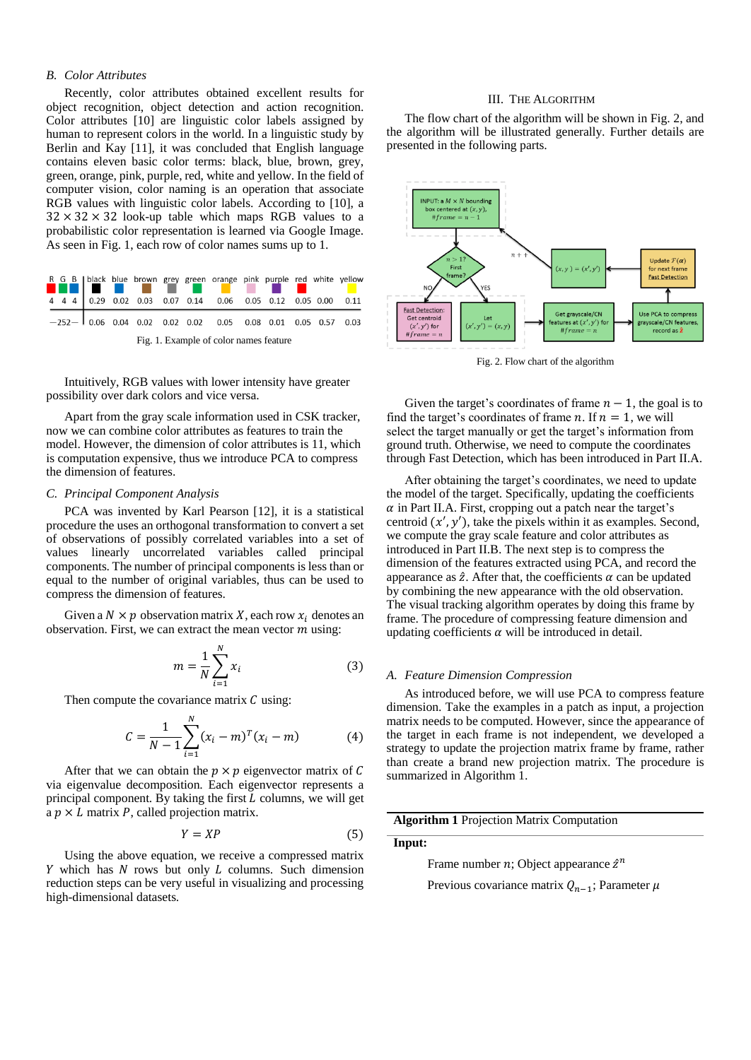### B. Color Attributes

Recently, color attributes obtained excellent results for object recognition, object detection and action recognition. Color attributes [10] are linguistic color labels assigned by human to represent colors in the world. In a linguistic study by Berlin and Kay [11], it was concluded that English language contains eleven basic color terms: black, blue, brown, grey, green, orange, pink, purple, red, white and yellow. In the field of computer vision, color naming is an operation that associate RGB values with linguistic color labels. According to [10], a $32 \times 32 \times 32$ look-up table which maps RGB values to a probabilistic color representation is learned via Google Image. As seen in Fig. 1, each row of color names sums up to 1.

| R G B | black | blue | brown | grey | green | orange | pink | purple | red | white | yellow |
|---|---|---|---|---|---|---|---|---|---|---|---|
| 4 4 4 | 0.29 | 0.02 | 0.03 | 0.07 | 0.14 | 0.06 | 0.05 | 0.12 | 0.05 | 0.00 | 0.11 |
| —252— | 0.06 | 0.04 | 0.02 | 0.02 | 0.02 | 0.05 | 0.08 | 0.01 | 0.05 | 0.57 | 0.03 |

Fig. 1. Example of color names feature

Intuitively, RGB values with lower intensity have greater possibility over dark colors and vice versa.

Apart from the gray scale information used in CSK tracker, now we can combine color attributes as features to train the model. However, the dimension of color attributes is 11, which is computation expensive, thus we introduce PCA to compress the dimension of features.

### C. Principal Component Analysis

PCA was invented by Karl Pearson [12], it is a statistical procedure the uses an orthogonal transformation to convert a set of observations of possibly correlated variables into a set of values linearly uncorrelated variables called principal components. The number of principal components is less than or equal to the number of original variables, thus can be used to compress the dimension of features.

Given a $N \times p$ observation matrix $X$, each row $x_i$ denotes an observation. First, we can extract the mean vector $m$ using:

$$m = \frac{1}{N}\sum_{i=1}^{N} x_i \tag{3}$$

Then compute the covariance matrix $C$ using:

$$C = \frac{1}{N-1}\sum_{i=1}^{N}(x_i - m)^T(x_i - m) \tag{4}$$

After that we can obtain the $p \times p$ eigenvector matrix of $C$ via eigenvalue decomposition. Each eigenvector represents a principal component. By taking the first $L$ columns, we will get a $p \times L$ matrix $P$, called projection matrix.

$$Y = XP \tag{5}$$

Using the above equation, we receive a compressed matrix $Y$ which has $N$ rows but only $L$ columns. Such dimension reduction steps can be very useful in visualizing and processing high-dimensional datasets.

## III. The Algorithm

The flow chart of the algorithm will be shown in Fig. 2, and the algorithm will be illustrated generally. Further details are presented in the following parts.

INPUT: a $M \times N$ bounding box centered at $(x, y)$, $\#frame = n-1$ → $n > 1$? First frame? → NO: Fast Detection: Get centroid $(x', y')$ for $\#frame = n$; YES: Let $(x', y') = (x, y)$ → Get grayscale/CN features at $(x', y')$ for $\#frame = n$ → Use PCA to compress grayscale/CN features, record as $\hat{z}$ → Update $\mathcal{F}(\alpha)$ for next frame Fast Detection → $(x, y) = (x', y')$ → $n++$

Fig. 2. Flow chart of the algorithm

Given the target's coordinates of frame $n-1$, the goal is to find the target's coordinates of frame $n$. If $n = 1$, we will select the target manually or get the target's information from ground truth. Otherwise, we need to compute the coordinates through Fast Detection, which has been introduced in Part II.A.

After obtaining the target's coordinates, we need to update the model of the target. Specifically, updating the coefficients $\alpha$ in Part II.A. First, cropping out a patch near the target's centroid $(x', y')$, take the pixels within it as examples. Second, we compute the gray scale feature and color attributes as introduced in Part II.B. The next step is to compress the dimension of the features extracted using PCA, and record the appearance as $\hat{z}$. After that, the coefficients $\alpha$ can be updated by combining the new appearance with the old observation. The visual tracking algorithm operates by doing this frame by frame. The procedure of compressing feature dimension and updating coefficients $\alpha$ will be introduced in detail.

### A. Feature Dimension Compression

As introduced before, we will use PCA to compress feature dimension. Take the examples in a patch as input, a projection matrix needs to be computed. However, since the appearance of the target in each frame is not independent, we developed a strategy to update the projection matrix frame by frame, rather than create a brand new projection matrix. The procedure is summarized in Algorithm 1.

**Algorithm 1** Projection Matrix Computation

**Input:**

Frame number $n$; Object appearance $\hat{z}^n$

Previous covariance matrix $Q_{n-1}$; Parameter $\mu$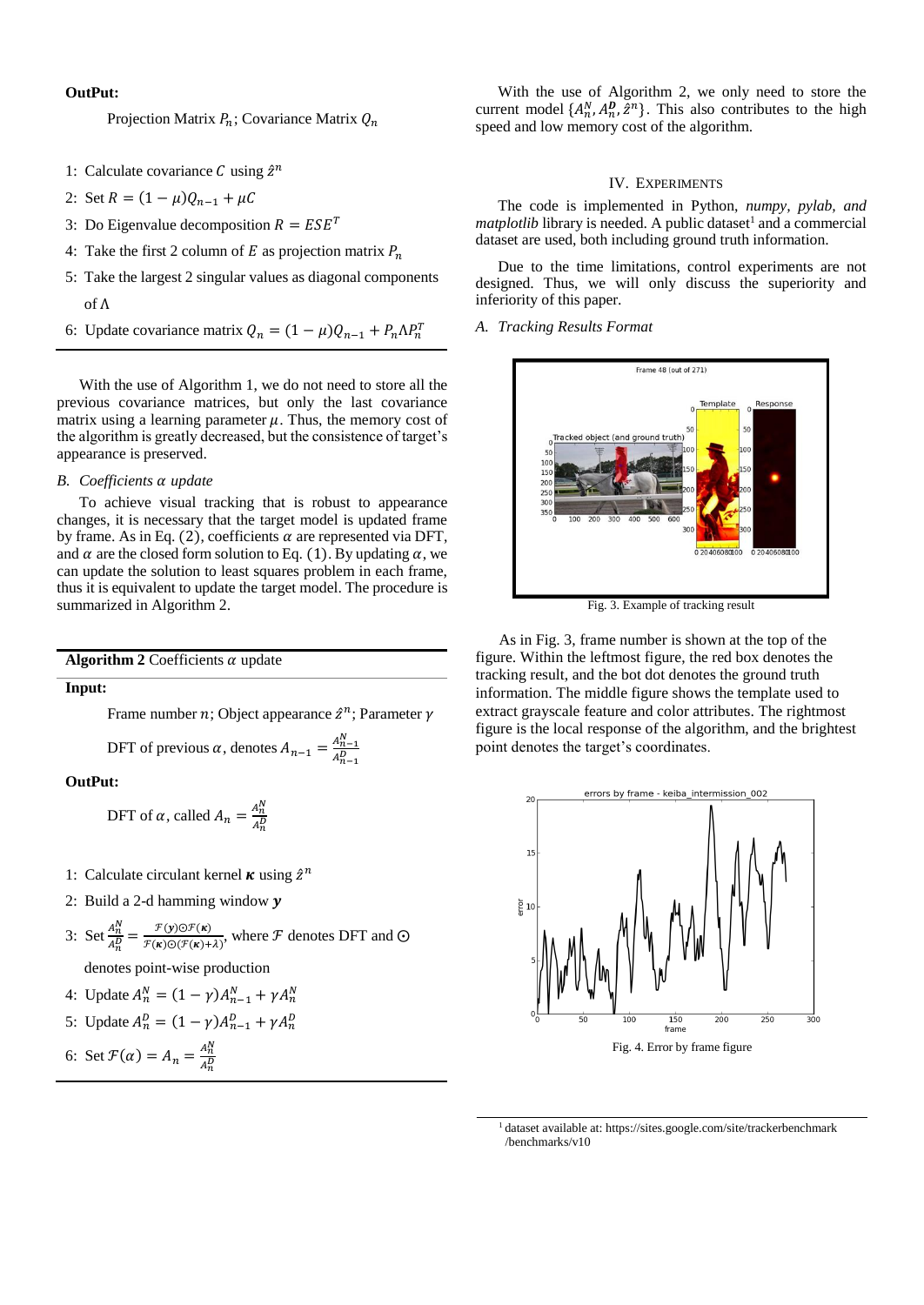**OutPut:**

Projection Matrix $P_n$; Covariance Matrix $Q_n$

1: Calculate covariance $C$ using $\hat{z}^n$
2: Set $R = (1-\mu)Q_{n-1} + \mu C$
3: Do Eigenvalue decomposition $R = ESE^T$
4: Take the first 2 column of $E$ as projection matrix $P_n$
5: Take the largest 2 singular values as diagonal components of $\Lambda$
6: Update covariance matrix $Q_n = (1-\mu)Q_{n-1} + P_n \Lambda P_n^T$

With the use of Algorithm 1, we do not need to store all the previous covariance matrices, but only the last covariance matrix using a learning parameter $\mu$. Thus, the memory cost of the algorithm is greatly decreased, but the consistence of target's appearance is preserved.

### *B. Coefficients $\alpha$ update*

To achieve visual tracking that is robust to appearance changes, it is necessary that the target model is updated frame by frame. As in Eq. (2), coefficients $\alpha$ are represented via DFT, and $\alpha$ are the closed form solution to Eq. (1). By updating $\alpha$, we can update the solution to least squares problem in each frame, thus it is equivalent to update the target model. The procedure is summarized in Algorithm 2.

**Algorithm 2** Coefficients $\alpha$ update

**Input:**

Frame number $n$; Object appearance $\hat{z}^n$; Parameter $\gamma$

DFT of previous $\alpha$, denotes $A_{n-1} = \frac{A_{n-1}^N}{A_{n-1}^D}$

**OutPut:**

DFT of $\alpha$, called $A_n = \frac{A_n^N}{A_n^D}$

1: Calculate circulant kernel $\boldsymbol{\kappa}$ using $\hat{z}^n$
2: Build a 2-d hamming window $\boldsymbol{y}$
3: Set $\frac{A_n^N}{A_n^D} = \frac{\mathcal{F}(\boldsymbol{y}) \odot \mathcal{F}(\boldsymbol{\kappa})}{\mathcal{F}(\boldsymbol{\kappa}) \odot (\mathcal{F}(\boldsymbol{\kappa}) + \lambda)}$, where $\mathcal{F}$ denotes DFT and $\odot$ denotes point-wise production
4: Update $A_n^N = (1-\gamma)A_{n-1}^N + \gamma A_n^N$
5: Update $A_n^D = (1-\gamma)A_{n-1}^D + \gamma A_n^D$
6: Set $\mathcal{F}(\alpha) = A_n = \frac{A_n^N}{A_n^D}$

With the use of Algorithm 2, we only need to store the current model $\{A_n^N, A_n^{\boldsymbol{D}}, \hat{z}^n\}$. This also contributes to the high speed and low memory cost of the algorithm.

## IV. Experiments

The code is implemented in Python, *numpy, pylab, and matplotlib* library is needed. A public dataset[1] and a commercial dataset are used, both including ground truth information.

Due to the time limitations, control experiments are not designed. Thus, we will only discuss the superiority and inferiority of this paper.

### *A. Tracking Results Format*

Fig. 3. Example of tracking result

As in Fig. 3, frame number is shown at the top of the figure. Within the leftmost figure, the red box denotes the tracking result, and the bot dot denotes the ground truth information. The middle figure shows the template used to extract grayscale feature and color attributes. The rightmost figure is the local response of the algorithm, and the brightest point denotes the target's coordinates.

Fig. 4. Error by frame figure

[1] dataset available at: https://sites.google.com/site/trackerbenchmark/benchmarks/v10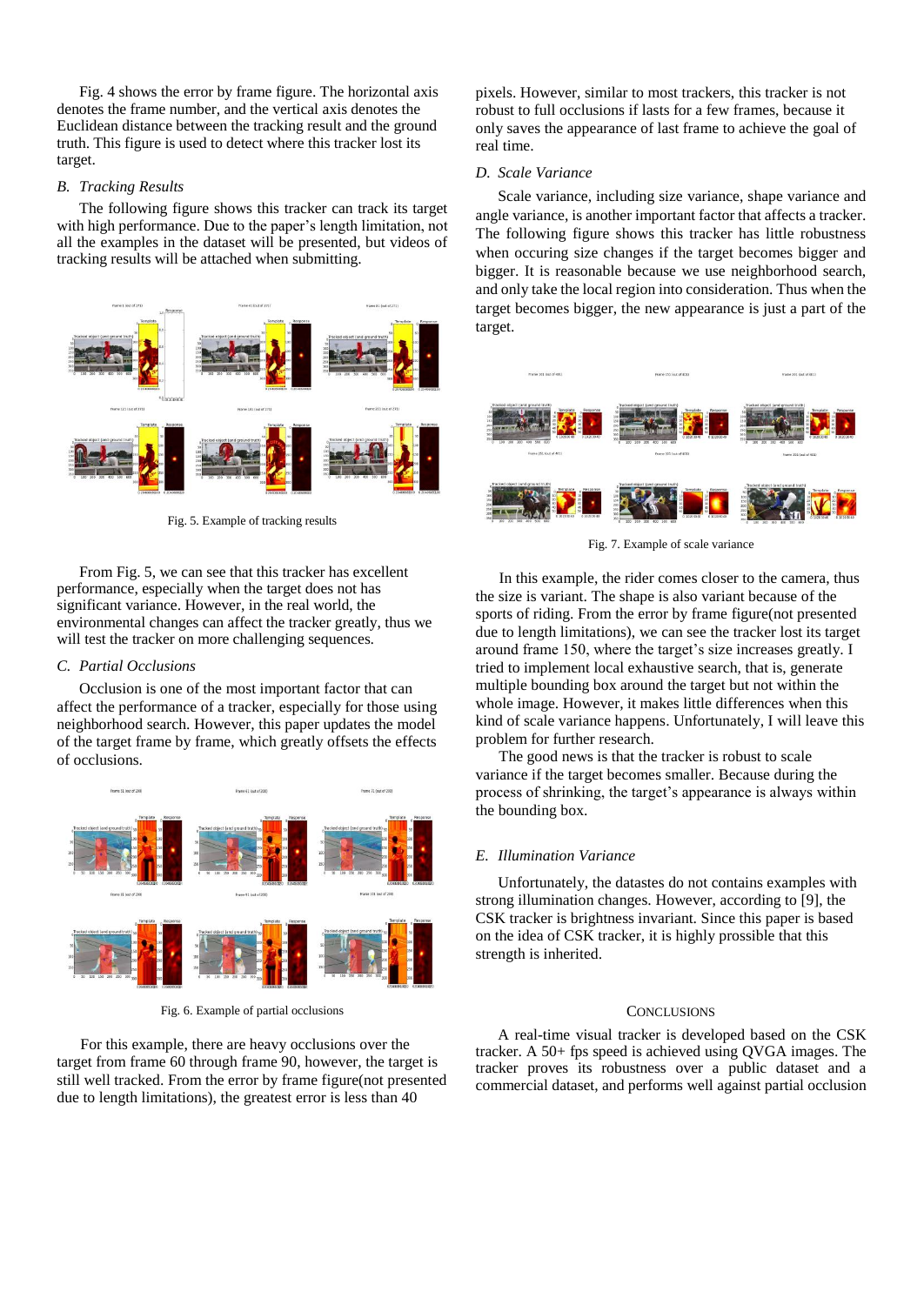Fig. 4 shows the error by frame figure. The horizontal axis denotes the frame number, and the vertical axis denotes the Euclidean distance between the tracking result and the ground truth. This figure is used to detect where this tracker lost its target.

### *B. Tracking Results*

The following figure shows this tracker can track its target with high performance. Due to the paper's length limitation, not all the examples in the dataset will be presented, but videos of tracking results will be attached when submitting.

Fig. 5. Example of tracking results

From Fig. 5, we can see that this tracker has excellent performance, especially when the target does not has significant variance. However, in the real world, the environmental changes can affect the tracker greatly, thus we will test the tracker on more challenging sequences.

### *C. Partial Occlusions*

Occlusion is one of the most important factor that can affect the performance of a tracker, especially for those using neighborhood search. However, this paper updates the model of the target frame by frame, which greatly offsets the effects of occlusions.

Fig. 6. Example of partial occlusions

For this example, there are heavy occlusions over the target from frame 60 through frame 90, however, the target is still well tracked. From the error by frame figure(not presented due to length limitations), the greatest error is less than 40 pixels. However, similar to most trackers, this tracker is not robust to full occlusions if lasts for a few frames, because it only saves the appearance of last frame to achieve the goal of real time.

### *D. Scale Variance*

Scale variance, including size variance, shape variance and angle variance, is another important factor that affects a tracker. The following figure shows this tracker has little robustness when occuring size changes if the target becomes bigger and bigger. It is reasonable because we use neighborhood search, and only take the local region into consideration. Thus when the target becomes bigger, the new appearance is just a part of the target.

Fig. 7. Example of scale variance

In this example, the rider comes closer to the camera, thus the size is variant. The shape is also variant because of the sports of riding. From the error by frame figure(not presented due to length limitations), we can see the tracker lost its target around frame 150, where the target's size increases greatly. I tried to implement local exhaustive search, that is, generate multiple bounding box around the target but not within the whole image. However, it makes little differences when this kind of scale variance happens. Unfortunately, I will leave this problem for further research.

The good news is that the tracker is robust to scale variance if the target becomes smaller. Because during the process of shrinking, the target's appearance is always within the bounding box.

### *E. Illumination Variance*

Unfortunately, the datastes do not contains examples with strong illumination changes. However, according to [9], the CSK tracker is brightness invariant. Since this paper is based on the idea of CSK tracker, it is highly possible that this strength is inherited.

## CONCLUSIONS

A real-time visual tracker is developed based on the CSK tracker. A 50+ fps speed is achieved using QVGA images. The tracker proves its robustness over a public dataset and a commercial dataset, and performs well against partial occlusion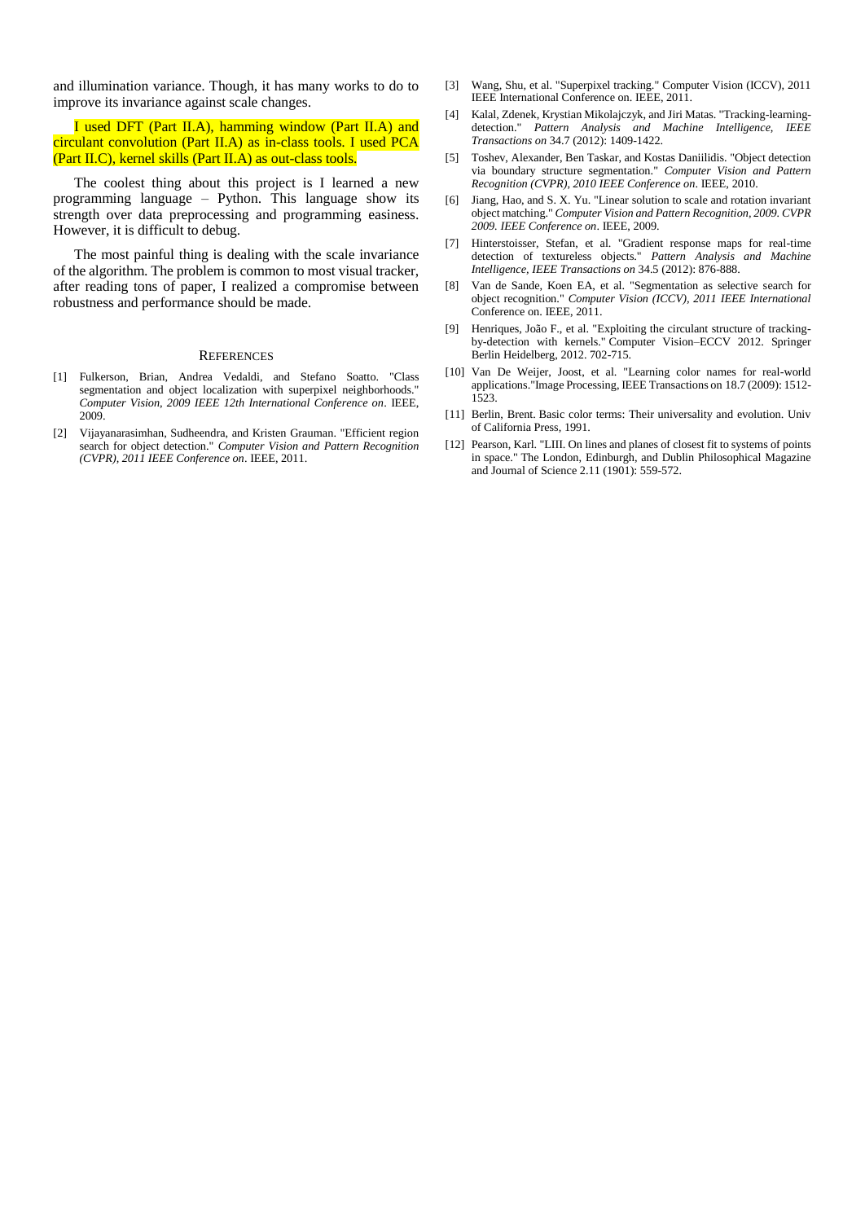and illumination variance. Though, it has many works to do to improve its invariance against scale changes.

I used DFT (Part II.A), hamming window (Part II.A) and circulant convolution (Part II.A) as in-class tools. I used PCA (Part II.C), kernel skills (Part II.A) as out-class tools.

The coolest thing about this project is I learned a new programming language – Python. This language show its strength over data preprocessing and programming easiness. However, it is difficult to debug.

The most painful thing is dealing with the scale invariance of the algorithm. The problem is common to most visual tracker, after reading tons of paper, I realized a compromise between robustness and performance should be made.

## References

[1] Fulkerson, Brian, Andrea Vedaldi, and Stefano Soatto. "Class segmentation and object localization with superpixel neighborhoods." *Computer Vision, 2009 IEEE 12th International Conference on*. IEEE, 2009.

[2] Vijayanarasimhan, Sudheendra, and Kristen Grauman. "Efficient region search for object detection." *Computer Vision and Pattern Recognition (CVPR), 2011 IEEE Conference on*. IEEE, 2011.

[3] Wang, Shu, et al. "Superpixel tracking." Computer Vision (ICCV), 2011 IEEE International Conference on. IEEE, 2011.

[4] Kalal, Zdenek, Krystian Mikolajczyk, and Jiri Matas. "Tracking-learning-detection." *Pattern Analysis and Machine Intelligence, IEEE Transactions on* 34.7 (2012): 1409-1422.

[5] Toshev, Alexander, Ben Taskar, and Kostas Daniilidis. "Object detection via boundary structure segmentation." *Computer Vision and Pattern Recognition (CVPR), 2010 IEEE Conference on*. IEEE, 2010.

[6] Jiang, Hao, and S. X. Yu. "Linear solution to scale and rotation invariant object matching." *Computer Vision and Pattern Recognition, 2009. CVPR 2009. IEEE Conference on*. IEEE, 2009.

[7] Hinterstoisser, Stefan, et al. "Gradient response maps for real-time detection of textureless objects." *Pattern Analysis and Machine Intelligence, IEEE Transactions on* 34.5 (2012): 876-888.

[8] Van de Sande, Koen EA, et al. "Segmentation as selective search for object recognition." *Computer Vision (ICCV), 2011 IEEE International* Conference on. IEEE, 2011.

[9] Henriques, João F., et al. "Exploiting the circulant structure of tracking-by-detection with kernels." Computer Vision–ECCV 2012. Springer Berlin Heidelberg, 2012. 702-715.

[10] Van De Weijer, Joost, et al. "Learning color names for real-world applications."Image Processing, IEEE Transactions on 18.7 (2009): 1512-1523.

[11] Berlin, Brent. Basic color terms: Their universality and evolution. Univ of California Press, 1991.

[12] Pearson, Karl. "LIII. On lines and planes of closest fit to systems of points in space." The London, Edinburgh, and Dublin Philosophical Magazine and Journal of Science 2.11 (1901): 559-572.